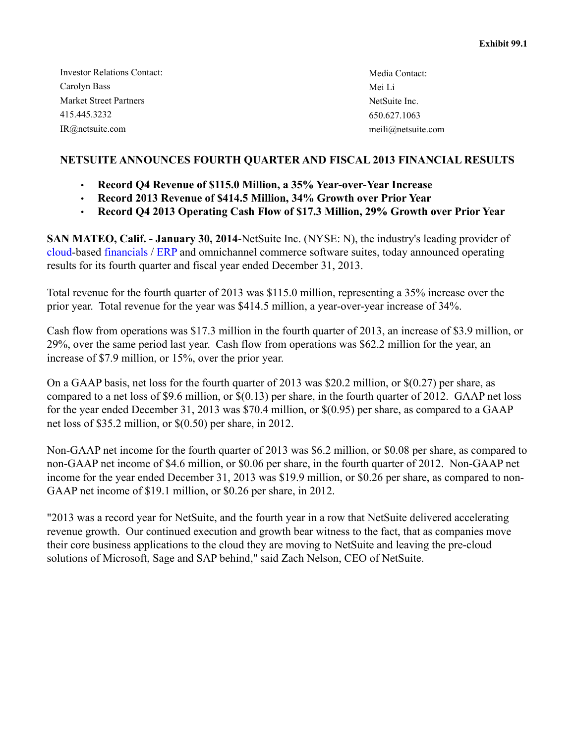**Exhibit 99.1**

Investor Relations Contact:
Carolyn Bass
Market Street Partners
415.445.3232
IR@netsuite.com

Media Contact:
Mei Li
NetSuite Inc.
650.627.1063
meili@netsuite.com

# NETSUITE ANNOUNCES FOURTH QUARTER AND FISCAL 2013 FINANCIAL RESULTS

- **Record Q4 Revenue of $115.0 Million, a 35% Year-over-Year Increase**
- **Record 2013 Revenue of $414.5 Million, 34% Growth over Prior Year**
- **Record Q4 2013 Operating Cash Flow of $17.3 Million, 29% Growth over Prior Year**

**SAN MATEO, Calif. - January 30, 2014**-NetSuite Inc. (NYSE: N), the industry's leading provider of cloud-based financials / ERP and omnichannel commerce software suites, today announced operating results for its fourth quarter and fiscal year ended December 31, 2013.

Total revenue for the fourth quarter of 2013 was $115.0 million, representing a 35% increase over the prior year. Total revenue for the year was $414.5 million, a year-over-year increase of 34%.

Cash flow from operations was $17.3 million in the fourth quarter of 2013, an increase of $3.9 million, or 29%, over the same period last year. Cash flow from operations was $62.2 million for the year, an increase of $7.9 million, or 15%, over the prior year.

On a GAAP basis, net loss for the fourth quarter of 2013 was $20.2 million, or $(0.27) per share, as compared to a net loss of $9.6 million, or $(0.13) per share, in the fourth quarter of 2012. GAAP net loss for the year ended December 31, 2013 was $70.4 million, or $(0.95) per share, as compared to a GAAP net loss of $35.2 million, or $(0.50) per share, in 2012.

Non-GAAP net income for the fourth quarter of 2013 was $6.2 million, or $0.08 per share, as compared to non-GAAP net income of $4.6 million, or $0.06 per share, in the fourth quarter of 2012. Non-GAAP net income for the year ended December 31, 2013 was $19.9 million, or $0.26 per share, as compared to non-GAAP net income of $19.1 million, or $0.26 per share, in 2012.

"2013 was a record year for NetSuite, and the fourth year in a row that NetSuite delivered accelerating revenue growth. Our continued execution and growth bear witness to the fact, that as companies move their core business applications to the cloud they are moving to NetSuite and leaving the pre-cloud solutions of Microsoft, Sage and SAP behind," said Zach Nelson, CEO of NetSuite.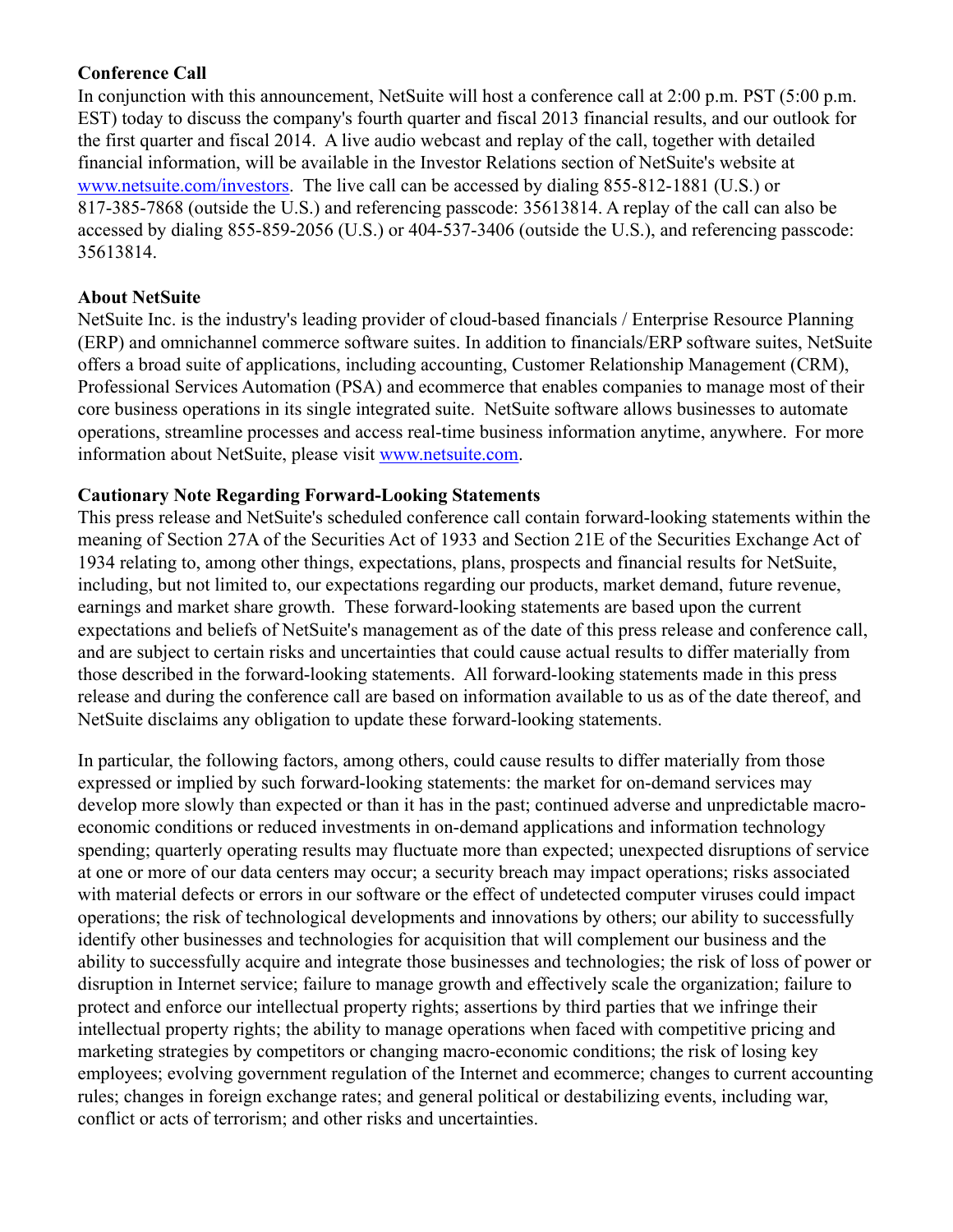**Conference Call**

In conjunction with this announcement, NetSuite will host a conference call at 2:00 p.m. PST (5:00 p.m. EST) today to discuss the company's fourth quarter and fiscal 2013 financial results, and our outlook for the first quarter and fiscal 2014. A live audio webcast and replay of the call, together with detailed financial information, will be available in the Investor Relations section of NetSuite's website at [www.netsuite.com/investors](www.netsuite.com/investors). The live call can be accessed by dialing 855-812-1881 (U.S.) or 817-385-7868 (outside the U.S.) and referencing passcode: 35613814. A replay of the call can also be accessed by dialing 855-859-2056 (U.S.) or 404-537-3406 (outside the U.S.), and referencing passcode: 35613814.

**About NetSuite**

NetSuite Inc. is the industry's leading provider of cloud-based financials / Enterprise Resource Planning (ERP) and omnichannel commerce software suites. In addition to financials/ERP software suites, NetSuite offers a broad suite of applications, including accounting, Customer Relationship Management (CRM), Professional Services Automation (PSA) and ecommerce that enables companies to manage most of their core business operations in its single integrated suite. NetSuite software allows businesses to automate operations, streamline processes and access real-time business information anytime, anywhere. For more information about NetSuite, please visit [www.netsuite.com](www.netsuite.com).

**Cautionary Note Regarding Forward-Looking Statements**

This press release and NetSuite's scheduled conference call contain forward-looking statements within the meaning of Section 27A of the Securities Act of 1933 and Section 21E of the Securities Exchange Act of 1934 relating to, among other things, expectations, plans, prospects and financial results for NetSuite, including, but not limited to, our expectations regarding our products, market demand, future revenue, earnings and market share growth. These forward-looking statements are based upon the current expectations and beliefs of NetSuite's management as of the date of this press release and conference call, and are subject to certain risks and uncertainties that could cause actual results to differ materially from those described in the forward-looking statements. All forward-looking statements made in this press release and during the conference call are based on information available to us as of the date thereof, and NetSuite disclaims any obligation to update these forward-looking statements.

In particular, the following factors, among others, could cause results to differ materially from those expressed or implied by such forward-looking statements: the market for on-demand services may develop more slowly than expected or than it has in the past; continued adverse and unpredictable macro-economic conditions or reduced investments in on-demand applications and information technology spending; quarterly operating results may fluctuate more than expected; unexpected disruptions of service at one or more of our data centers may occur; a security breach may impact operations; risks associated with material defects or errors in our software or the effect of undetected computer viruses could impact operations; the risk of technological developments and innovations by others; our ability to successfully identify other businesses and technologies for acquisition that will complement our business and the ability to successfully acquire and integrate those businesses and technologies; the risk of loss of power or disruption in Internet service; failure to manage growth and effectively scale the organization; failure to protect and enforce our intellectual property rights; assertions by third parties that we infringe their intellectual property rights; the ability to manage operations when faced with competitive pricing and marketing strategies by competitors or changing macro-economic conditions; the risk of losing key employees; evolving government regulation of the Internet and ecommerce; changes to current accounting rules; changes in foreign exchange rates; and general political or destabilizing events, including war, conflict or acts of terrorism; and other risks and uncertainties.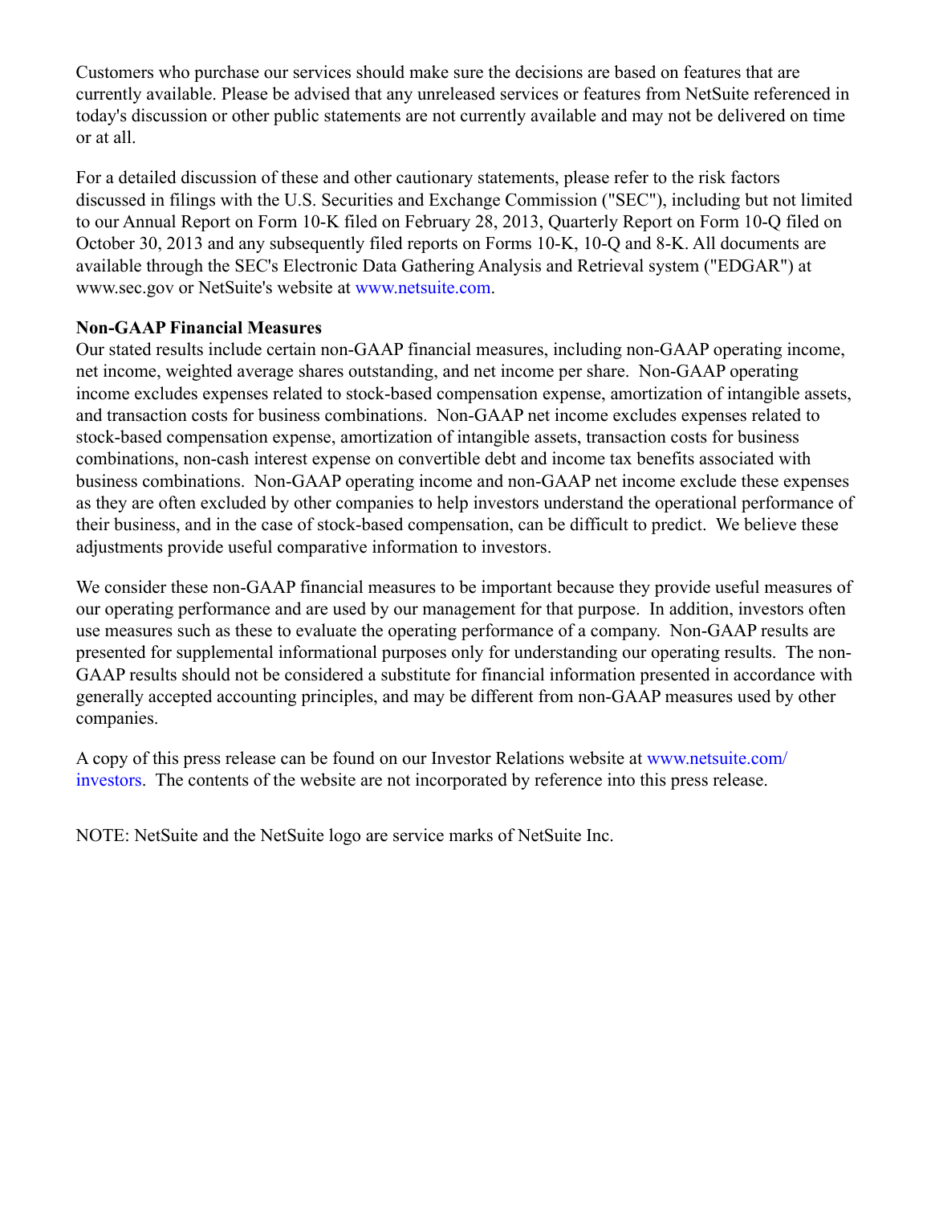Customers who purchase our services should make sure the decisions are based on features that are currently available. Please be advised that any unreleased services or features from NetSuite referenced in today's discussion or other public statements are not currently available and may not be delivered on time or at all.

For a detailed discussion of these and other cautionary statements, please refer to the risk factors discussed in filings with the U.S. Securities and Exchange Commission ("SEC"), including but not limited to our Annual Report on Form 10-K filed on February 28, 2013, Quarterly Report on Form 10-Q filed on October 30, 2013 and any subsequently filed reports on Forms 10-K, 10-Q and 8-K. All documents are available through the SEC's Electronic Data Gathering Analysis and Retrieval system ("EDGAR") at www.sec.gov or NetSuite's website at www.netsuite.com.

**Non-GAAP Financial Measures**

Our stated results include certain non-GAAP financial measures, including non-GAAP operating income, net income, weighted average shares outstanding, and net income per share. Non-GAAP operating income excludes expenses related to stock-based compensation expense, amortization of intangible assets, and transaction costs for business combinations. Non-GAAP net income excludes expenses related to stock-based compensation expense, amortization of intangible assets, transaction costs for business combinations, non-cash interest expense on convertible debt and income tax benefits associated with business combinations. Non-GAAP operating income and non-GAAP net income exclude these expenses as they are often excluded by other companies to help investors understand the operational performance of their business, and in the case of stock-based compensation, can be difficult to predict. We believe these adjustments provide useful comparative information to investors.

We consider these non-GAAP financial measures to be important because they provide useful measures of our operating performance and are used by our management for that purpose. In addition, investors often use measures such as these to evaluate the operating performance of a company. Non-GAAP results are presented for supplemental informational purposes only for understanding our operating results. The non-GAAP results should not be considered a substitute for financial information presented in accordance with generally accepted accounting principles, and may be different from non-GAAP measures used by other companies.

A copy of this press release can be found on our Investor Relations website at www.netsuite.com/investors. The contents of the website are not incorporated by reference into this press release.

NOTE: NetSuite and the NetSuite logo are service marks of NetSuite Inc.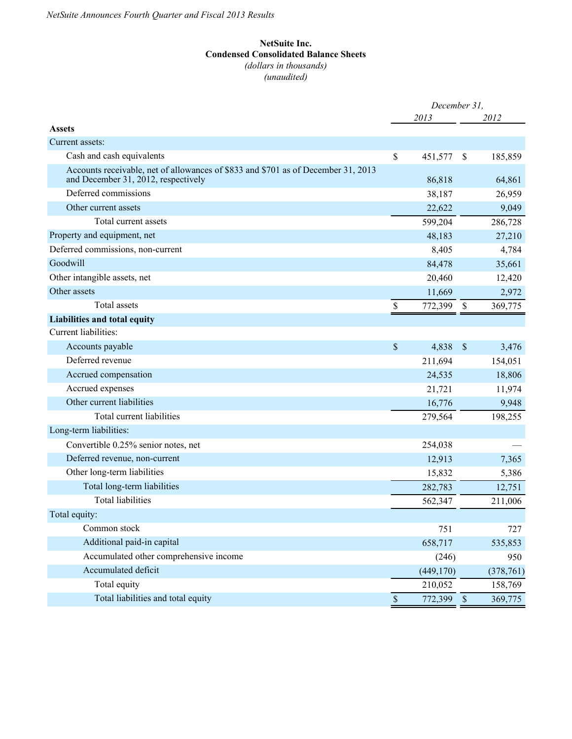**NetSuite Inc.**
**Condensed Consolidated Balance Sheets**
*(dollars in thousands)*
*(unaudited)*

| | December 31, 2013 | December 31, 2012 |
|---|---|---|
| **Assets** | | |
| Current assets: | | |
| Cash and cash equivalents | $ 451,577 | $ 185,859 |
| Accounts receivable, net of allowances of $833 and $701 as of December 31, 2013 and December 31, 2012, respectively | 86,818 | 64,861 |
| Deferred commissions | 38,187 | 26,959 |
| Other current assets | 22,622 | 9,049 |
| Total current assets | 599,204 | 286,728 |
| Property and equipment, net | 48,183 | 27,210 |
| Deferred commissions, non-current | 8,405 | 4,784 |
| Goodwill | 84,478 | 35,661 |
| Other intangible assets, net | 20,460 | 12,420 |
| Other assets | 11,669 | 2,972 |
| Total assets | $ 772,399 | $ 369,775 |
| **Liabilities and total equity** | | |
| Current liabilities: | | |
| Accounts payable | $ 4,838 | $ 3,476 |
| Deferred revenue | 211,694 | 154,051 |
| Accrued compensation | 24,535 | 18,806 |
| Accrued expenses | 21,721 | 11,974 |
| Other current liabilities | 16,776 | 9,948 |
| Total current liabilities | 279,564 | 198,255 |
| Long-term liabilities: | | |
| Convertible 0.25% senior notes, net | 254,038 | — |
| Deferred revenue, non-current | 12,913 | 7,365 |
| Other long-term liabilities | 15,832 | 5,386 |
| Total long-term liabilities | 282,783 | 12,751 |
| Total liabilities | 562,347 | 211,006 |
| Total equity: | | |
| Common stock | 751 | 727 |
| Additional paid-in capital | 658,717 | 535,853 |
| Accumulated other comprehensive income | (246) | 950 |
| Accumulated deficit | (449,170) | (378,761) |
| Total equity | 210,052 | 158,769 |
| Total liabilities and total equity | $ 772,399 | $ 369,775 |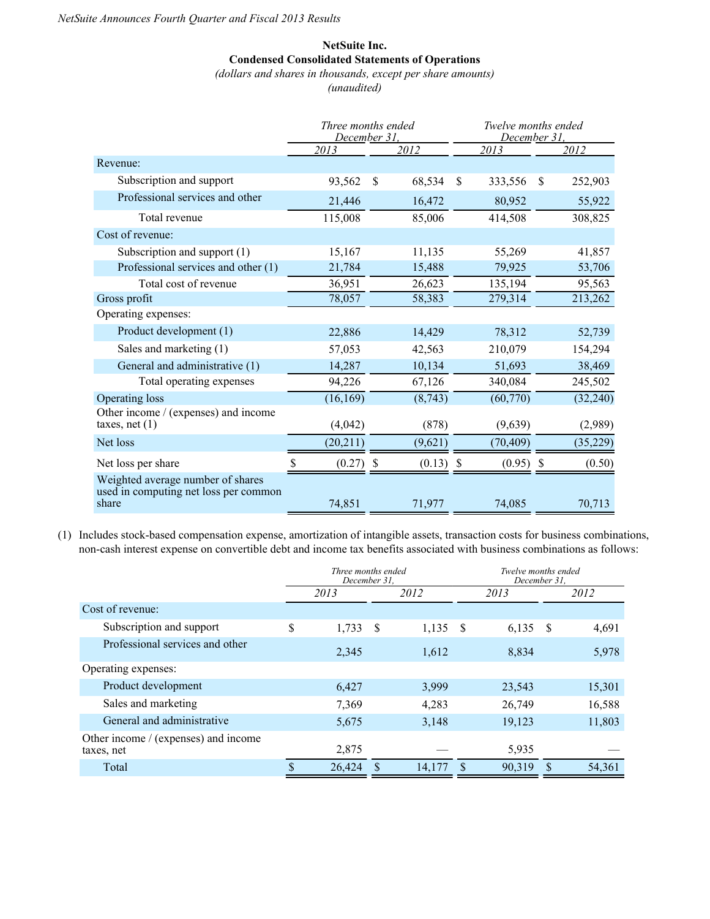**NetSuite Inc.**
**Condensed Consolidated Statements of Operations**
*(dollars and shares in thousands, except per share amounts)*
*(unaudited)*

| | Three months ended December 31, | | Twelve months ended December 31, | |
|---|---|---|---|---|
| | 2013 | 2012 | 2013 | 2012 |
| Revenue: | | | | |
| Subscription and support | 93,562 | $ 68,534 | $ 333,556 | $ 252,903 |
| Professional services and other | 21,446 | 16,472 | 80,952 | 55,922 |
| Total revenue | 115,008 | 85,006 | 414,508 | 308,825 |
| Cost of revenue: | | | | |
| Subscription and support (1) | 15,167 | 11,135 | 55,269 | 41,857 |
| Professional services and other (1) | 21,784 | 15,488 | 79,925 | 53,706 |
| Total cost of revenue | 36,951 | 26,623 | 135,194 | 95,563 |
| Gross profit | 78,057 | 58,383 | 279,314 | 213,262 |
| Operating expenses: | | | | |
| Product development (1) | 22,886 | 14,429 | 78,312 | 52,739 |
| Sales and marketing (1) | 57,053 | 42,563 | 210,079 | 154,294 |
| General and administrative (1) | 14,287 | 10,134 | 51,693 | 38,469 |
| Total operating expenses | 94,226 | 67,126 | 340,084 | 245,502 |
| Operating loss | (16,169) | (8,743) | (60,770) | (32,240) |
| Other income / (expenses) and income taxes, net (1) | (4,042) | (878) | (9,639) | (2,989) |
| Net loss | (20,211) | (9,621) | (70,409) | (35,229) |
| Net loss per share | $ (0.27) | $ (0.13) | $ (0.95) | $ (0.50) |
| Weighted average number of shares used in computing net loss per common share | 74,851 | 71,977 | 74,085 | 70,713 |

(1) Includes stock-based compensation expense, amortization of intangible assets, transaction costs for business combinations, non-cash interest expense on convertible debt and income tax benefits associated with business combinations as follows:

| | Three months ended December 31, | | Twelve months ended December 31, | |
|---|---|---|---|---|
| | 2013 | 2012 | 2013 | 2012 |
| Cost of revenue: | | | | |
| Subscription and support | $ 1,733 | $ 1,135 | $ 6,135 | $ 4,691 |
| Professional services and other | 2,345 | 1,612 | 8,834 | 5,978 |
| Operating expenses: | | | | |
| Product development | 6,427 | 3,999 | 23,543 | 15,301 |
| Sales and marketing | 7,369 | 4,283 | 26,749 | 16,588 |
| General and administrative | 5,675 | 3,148 | 19,123 | 11,803 |
| Other income / (expenses) and income taxes, net | 2,875 | — | 5,935 | — |
| Total | $ 26,424 | $ 14,177 | $ 90,319 | $ 54,361 |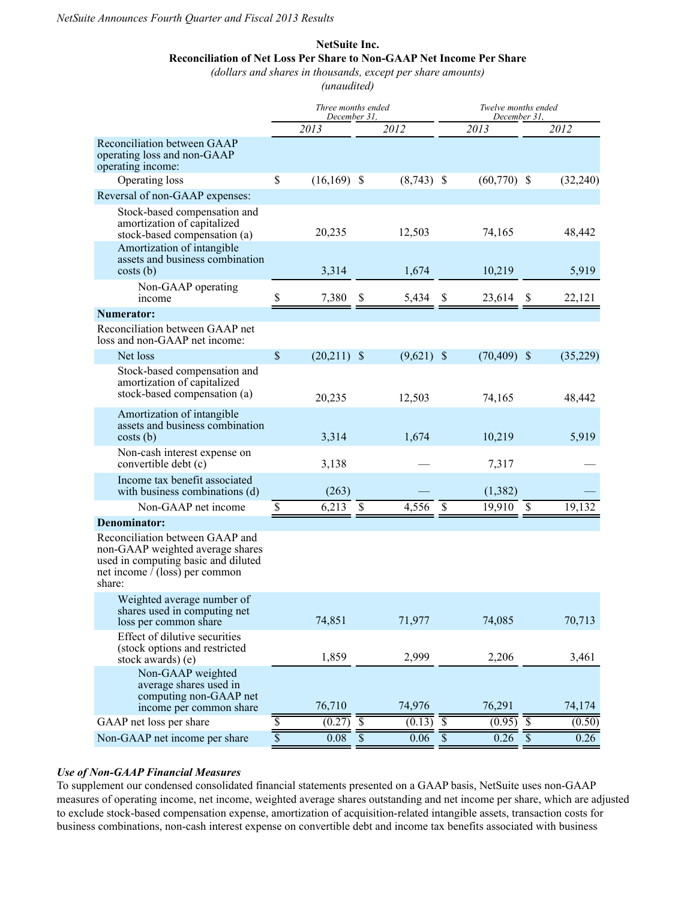## NetSuite Inc.
### Reconciliation of Net Loss Per Share to Non-GAAP Net Income Per Share
*(dollars and shares in thousands, except per share amounts)*
*(unaudited)*

| | Three months ended December 31, | | Twelve months ended December 31, | |
|---|---|---|---|---|
| | 2013 | 2012 | 2013 | 2012 |
| Reconciliation between GAAP operating loss and non-GAAP operating income: | | | | |
| Operating loss | $ (16,169) | $ (8,743) | $ (60,770) | $ (32,240) |
| Reversal of non-GAAP expenses: | | | | |
| Stock-based compensation and amortization of capitalized stock-based compensation (a) | 20,235 | 12,503 | 74,165 | 48,442 |
| Amortization of intangible assets and business combination costs (b) | 3,314 | 1,674 | 10,219 | 5,919 |
| Non-GAAP operating income | $ 7,380 | $ 5,434 | $ 23,614 | $ 22,121 |
| **Numerator:** | | | | |
| Reconciliation between GAAP net loss and non-GAAP net income: | | | | |
| Net loss | $ (20,211) | $ (9,621) | $ (70,409) | $ (35,229) |
| Stock-based compensation and amortization of capitalized stock-based compensation (a) | 20,235 | 12,503 | 74,165 | 48,442 |
| Amortization of intangible assets and business combination costs (b) | 3,314 | 1,674 | 10,219 | 5,919 |
| Non-cash interest expense on convertible debt (c) | 3,138 | — | 7,317 | — |
| Income tax benefit associated with business combinations (d) | (263) | — | (1,382) | — |
| Non-GAAP net income | $ 6,213 | $ 4,556 | $ 19,910 | $ 19,132 |
| **Denominator:** | | | | |
| Reconciliation between GAAP and non-GAAP weighted average shares used in computing basic and diluted net income / (loss) per common share: | | | | |
| Weighted average number of shares used in computing net loss per common share | 74,851 | 71,977 | 74,085 | 70,713 |
| Effect of dilutive securities (stock options and restricted stock awards) (e) | 1,859 | 2,999 | 2,206 | 3,461 |
| Non-GAAP weighted average shares used in computing non-GAAP net income per common share | 76,710 | 74,976 | 76,291 | 74,174 |
| GAAP net loss per share | $ (0.27) | $ (0.13) | $ (0.95) | $ (0.50) |
| Non-GAAP net income per share | $ 0.08 | $ 0.06 | $ 0.26 | $ 0.26 |

***Use of Non-GAAP Financial Measures***

To supplement our condensed consolidated financial statements presented on a GAAP basis, NetSuite uses non-GAAP measures of operating income, net income, weighted average shares outstanding and net income per share, which are adjusted to exclude stock-based compensation expense, amortization of acquisition-related intangible assets, transaction costs for business combinations, non-cash interest expense on convertible debt and income tax benefits associated with business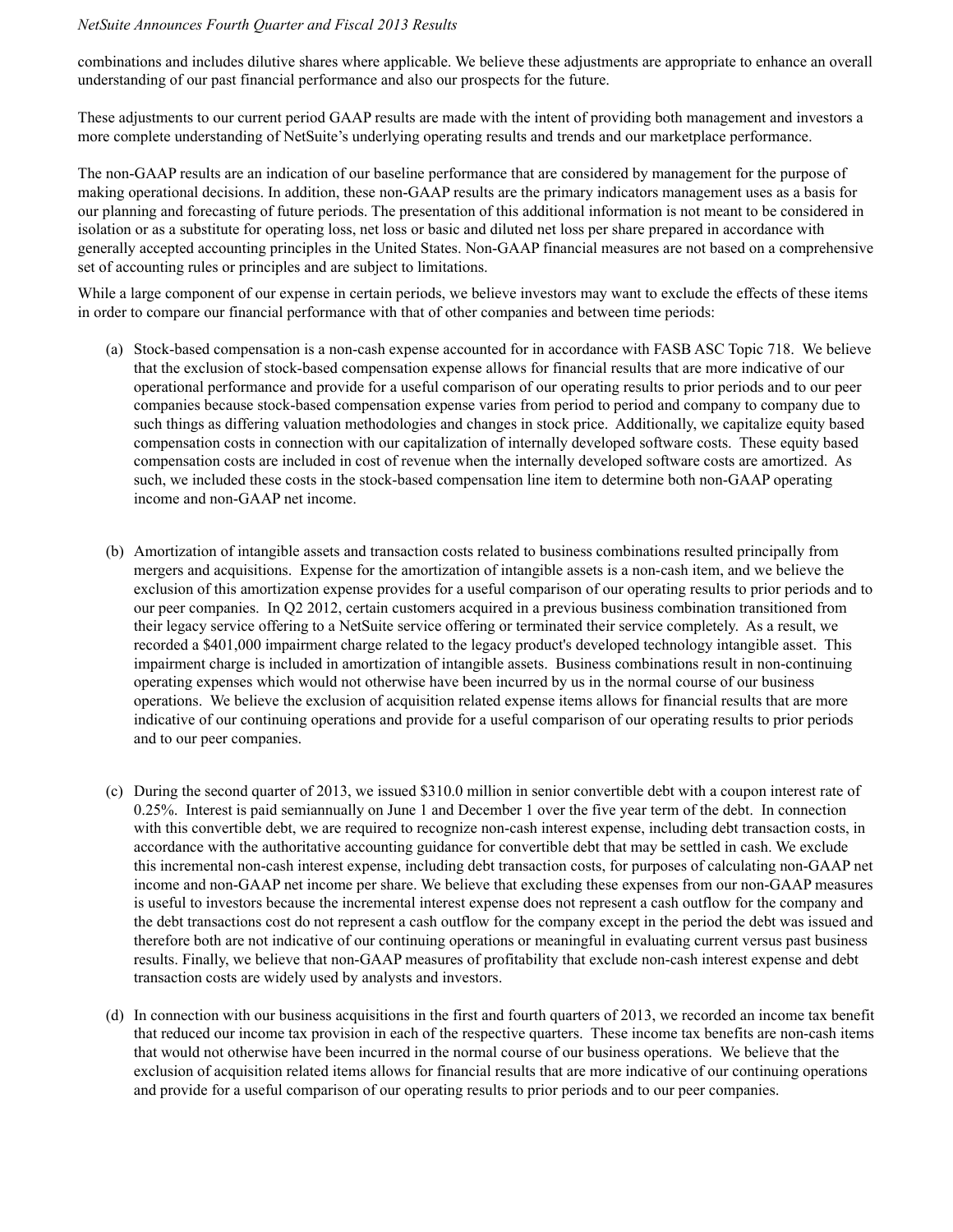combinations and includes dilutive shares where applicable. We believe these adjustments are appropriate to enhance an overall understanding of our past financial performance and also our prospects for the future.

These adjustments to our current period GAAP results are made with the intent of providing both management and investors a more complete understanding of NetSuite's underlying operating results and trends and our marketplace performance.

The non-GAAP results are an indication of our baseline performance that are considered by management for the purpose of making operational decisions. In addition, these non-GAAP results are the primary indicators management uses as a basis for our planning and forecasting of future periods. The presentation of this additional information is not meant to be considered in isolation or as a substitute for operating loss, net loss or basic and diluted net loss per share prepared in accordance with generally accepted accounting principles in the United States. Non-GAAP financial measures are not based on a comprehensive set of accounting rules or principles and are subject to limitations.

While a large component of our expense in certain periods, we believe investors may want to exclude the effects of these items in order to compare our financial performance with that of other companies and between time periods:

(a) Stock-based compensation is a non-cash expense accounted for in accordance with FASB ASC Topic 718. We believe that the exclusion of stock-based compensation expense allows for financial results that are more indicative of our operational performance and provide for a useful comparison of our operating results to prior periods and to our peer companies because stock-based compensation expense varies from period to period and company to company due to such things as differing valuation methodologies and changes in stock price. Additionally, we capitalize equity based compensation costs in connection with our capitalization of internally developed software costs. These equity based compensation costs are included in cost of revenue when the internally developed software costs are amortized. As such, we included these costs in the stock-based compensation line item to determine both non-GAAP operating income and non-GAAP net income.

(b) Amortization of intangible assets and transaction costs related to business combinations resulted principally from mergers and acquisitions. Expense for the amortization of intangible assets is a non-cash item, and we believe the exclusion of this amortization expense provides for a useful comparison of our operating results to prior periods and to our peer companies. In Q2 2012, certain customers acquired in a previous business combination transitioned from their legacy service offering to a NetSuite service offering or terminated their service completely. As a result, we recorded a $401,000 impairment charge related to the legacy product's developed technology intangible asset. This impairment charge is included in amortization of intangible assets. Business combinations result in non-continuing operating expenses which would not otherwise have been incurred by us in the normal course of our business operations. We believe the exclusion of acquisition related expense items allows for financial results that are more indicative of our continuing operations and provide for a useful comparison of our operating results to prior periods and to our peer companies.

(c) During the second quarter of 2013, we issued $310.0 million in senior convertible debt with a coupon interest rate of 0.25%. Interest is paid semiannually on June 1 and December 1 over the five year term of the debt. In connection with this convertible debt, we are required to recognize non-cash interest expense, including debt transaction costs, in accordance with the authoritative accounting guidance for convertible debt that may be settled in cash. We exclude this incremental non-cash interest expense, including debt transaction costs, for purposes of calculating non-GAAP net income and non-GAAP net income per share. We believe that excluding these expenses from our non-GAAP measures is useful to investors because the incremental interest expense does not represent a cash outflow for the company and the debt transactions cost do not represent a cash outflow for the company except in the period the debt was issued and therefore both are not indicative of our continuing operations or meaningful in evaluating current versus past business results. Finally, we believe that non-GAAP measures of profitability that exclude non-cash interest expense and debt transaction costs are widely used by analysts and investors.

(d) In connection with our business acquisitions in the first and fourth quarters of 2013, we recorded an income tax benefit that reduced our income tax provision in each of the respective quarters. These income tax benefits are non-cash items that would not otherwise have been incurred in the normal course of our business operations. We believe that the exclusion of acquisition related items allows for financial results that are more indicative of our continuing operations and provide for a useful comparison of our operating results to prior periods and to our peer companies.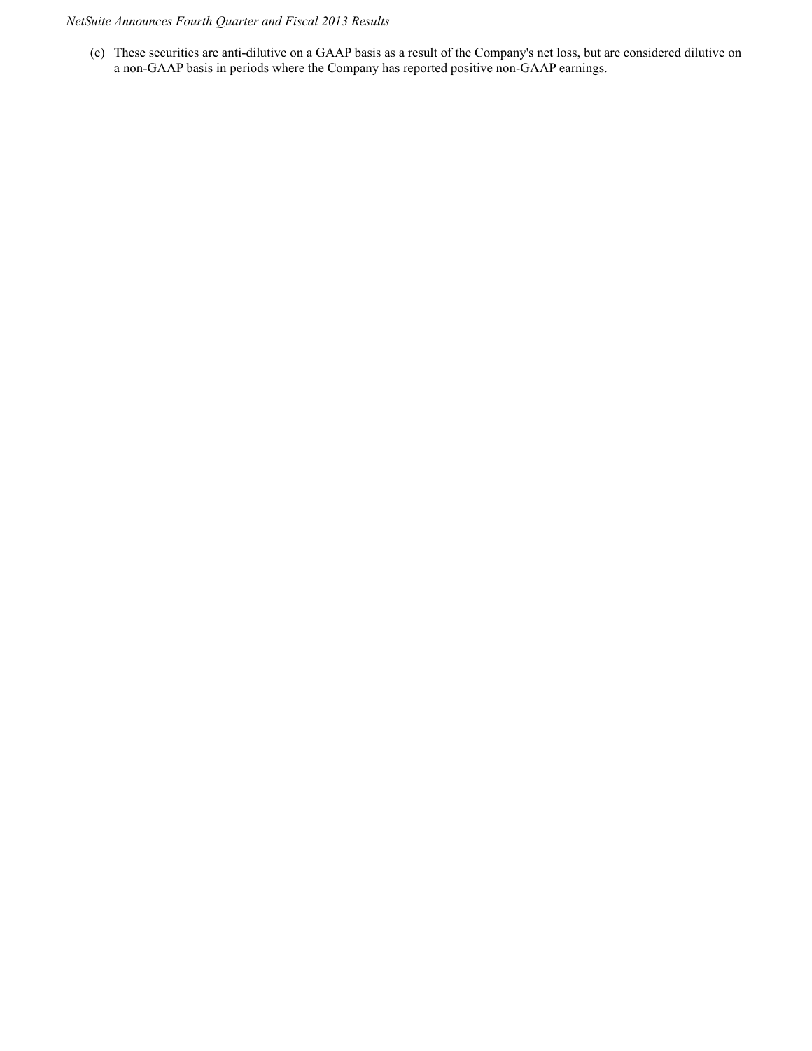(e) These securities are anti-dilutive on a GAAP basis as a result of the Company's net loss, but are considered dilutive on a non-GAAP basis in periods where the Company has reported positive non-GAAP earnings.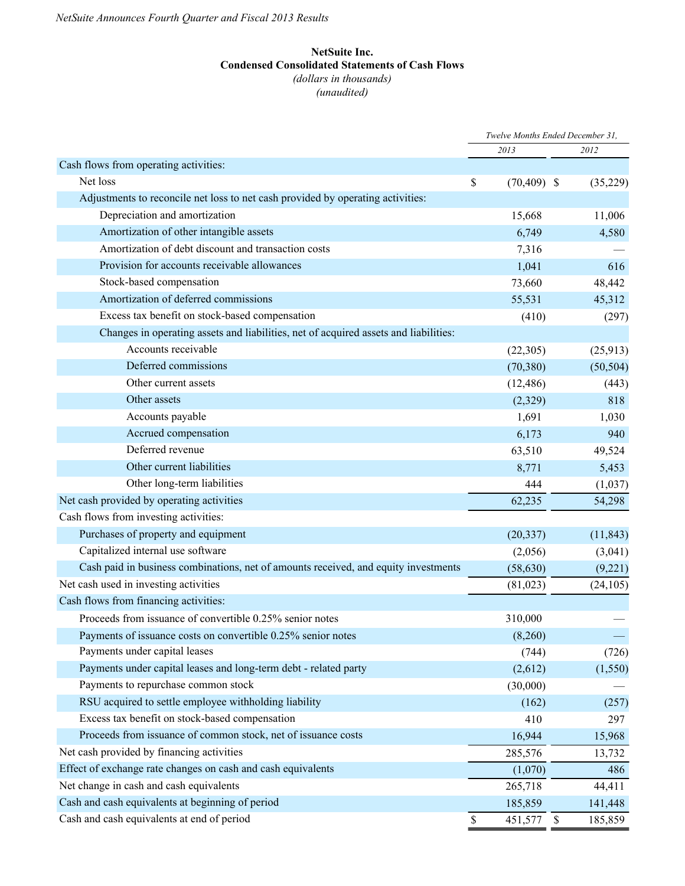**NetSuite Inc.**
**Condensed Consolidated Statements of Cash Flows**
*(dollars in thousands)*
*(unaudited)*

| | Twelve Months Ended December 31, | |
|---|---|---|
| | 2013 | 2012 |
| Cash flows from operating activities: | | |
| Net loss | $ (70,409) | $ (35,229) |
| Adjustments to reconcile net loss to net cash provided by operating activities: | | |
| Depreciation and amortization | 15,668 | 11,006 |
| Amortization of other intangible assets | 6,749 | 4,580 |
| Amortization of debt discount and transaction costs | 7,316 | — |
| Provision for accounts receivable allowances | 1,041 | 616 |
| Stock-based compensation | 73,660 | 48,442 |
| Amortization of deferred commissions | 55,531 | 45,312 |
| Excess tax benefit on stock-based compensation | (410) | (297) |
| Changes in operating assets and liabilities, net of acquired assets and liabilities: | | |
| Accounts receivable | (22,305) | (25,913) |
| Deferred commissions | (70,380) | (50,504) |
| Other current assets | (12,486) | (443) |
| Other assets | (2,329) | 818 |
| Accounts payable | 1,691 | 1,030 |
| Accrued compensation | 6,173 | 940 |
| Deferred revenue | 63,510 | 49,524 |
| Other current liabilities | 8,771 | 5,453 |
| Other long-term liabilities | 444 | (1,037) |
| Net cash provided by operating activities | 62,235 | 54,298 |
| Cash flows from investing activities: | | |
| Purchases of property and equipment | (20,337) | (11,843) |
| Capitalized internal use software | (2,056) | (3,041) |
| Cash paid in business combinations, net of amounts received, and equity investments | (58,630) | (9,221) |
| Net cash used in investing activities | (81,023) | (24,105) |
| Cash flows from financing activities: | | |
| Proceeds from issuance of convertible 0.25% senior notes | 310,000 | — |
| Payments of issuance costs on convertible 0.25% senior notes | (8,260) | — |
| Payments under capital leases | (744) | (726) |
| Payments under capital leases and long-term debt - related party | (2,612) | (1,550) |
| Payments to repurchase common stock | (30,000) | — |
| RSU acquired to settle employee withholding liability | (162) | (257) |
| Excess tax benefit on stock-based compensation | 410 | 297 |
| Proceeds from issuance of common stock, net of issuance costs | 16,944 | 15,968 |
| Net cash provided by financing activities | 285,576 | 13,732 |
| Effect of exchange rate changes on cash and cash equivalents | (1,070) | 486 |
| Net change in cash and cash equivalents | 265,718 | 44,411 |
| Cash and cash equivalents at beginning of period | 185,859 | 141,448 |
| Cash and cash equivalents at end of period | $ 451,577 | $ 185,859 |